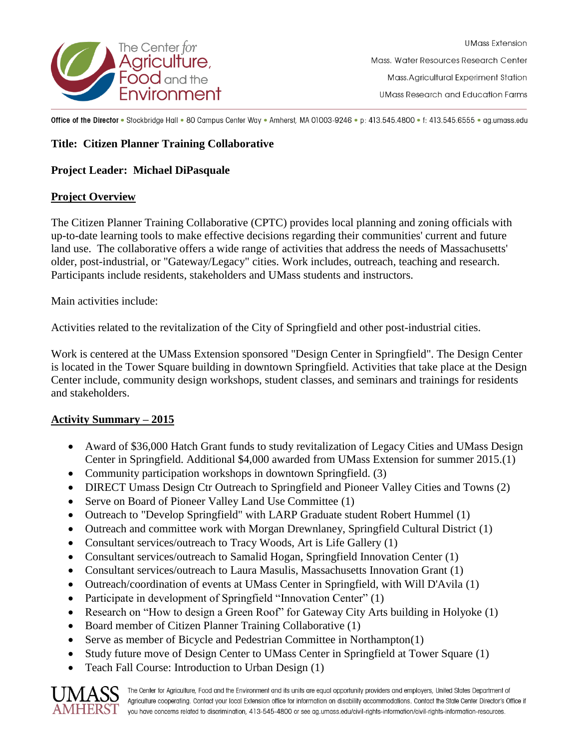**Title: Citizen Planner Training Collaborative**

**Project Leader: Michael DiPasquale**

## Project Overview

The Citizen Planner Training Collaborative (CPTC) provides local planning and zoning officials with up-to-date learning tools to make effective decisions regarding their communities' current and future land use. The collaborative offers a wide range of activities that address the needs of Massachusetts' older, post-industrial, or "Gateway/Legacy" cities. Work includes, outreach, teaching and research. Participants include residents, stakeholders and UMass students and instructors.

Main activities include:

Activities related to the revitalization of the City of Springfield and other post-industrial cities.

Work is centered at the UMass Extension sponsored "Design Center in Springfield". The Design Center is located in the Tower Square building in downtown Springfield. Activities that take place at the Design Center include, community design workshops, student classes, and seminars and trainings for residents and stakeholders.

## Activity Summary – 2015

- Award of $36,000 Hatch Grant funds to study revitalization of Legacy Cities and UMass Design Center in Springfield. Additional $4,000 awarded from UMass Extension for summer 2015.(1)
- Community participation workshops in downtown Springfield. (3)
- DIRECT Umass Design Ctr Outreach to Springfield and Pioneer Valley Cities and Towns (2)
- Serve on Board of Pioneer Valley Land Use Committee (1)
- Outreach to "Develop Springfield" with LARP Graduate student Robert Hummel (1)
- Outreach and committee work with Morgan Drewnlaney, Springfield Cultural District (1)
- Consultant services/outreach to Tracy Woods, Art is Life Gallery (1)
- Consultant services/outreach to Samalid Hogan, Springfield Innovation Center (1)
- Consultant services/outreach to Laura Masulis, Massachusetts Innovation Grant (1)
- Outreach/coordination of events at UMass Center in Springfield, with Will D'Avila (1)
- Participate in development of Springfield "Innovation Center" (1)
- Research on "How to design a Green Roof" for Gateway City Arts building in Holyoke (1)
- Board member of Citizen Planner Training Collaborative (1)
- Serve as member of Bicycle and Pedestrian Committee in Northampton(1)
- Study future move of Design Center to UMass Center in Springfield at Tower Square (1)
- Teach Fall Course: Introduction to Urban Design (1)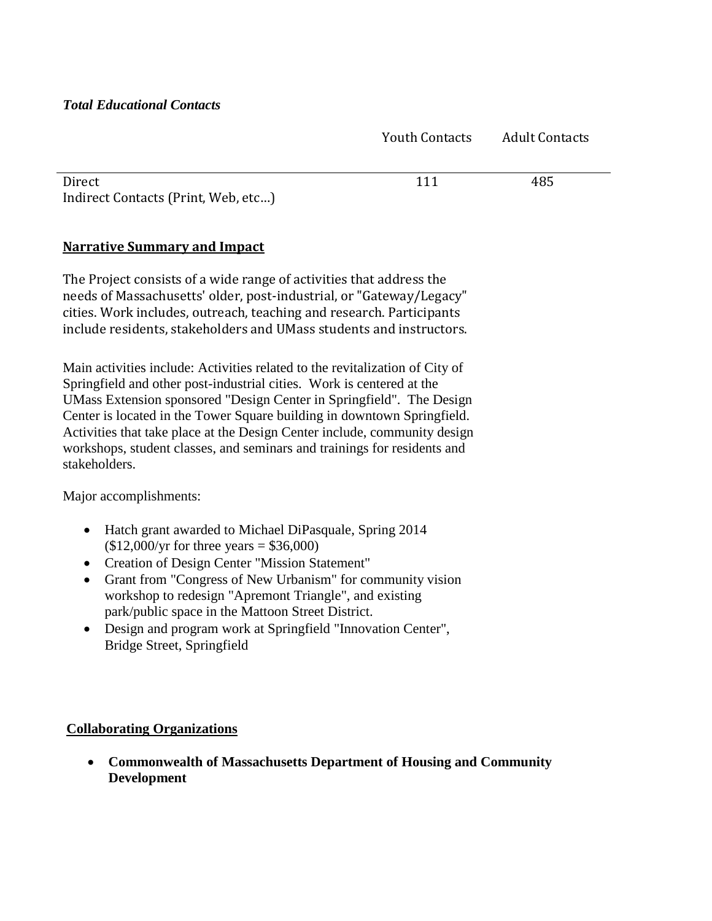*Total Educational Contacts*

| | Youth Contacts | Adult Contacts |
|---|---|---|
| Direct | 111 | 485 |
| Indirect Contacts (Print, Web, etc…) | | |

**Narrative Summary and Impact**

The Project consists of a wide range of activities that address the needs of Massachusetts' older, post-industrial, or "Gateway/Legacy" cities. Work includes, outreach, teaching and research. Participants include residents, stakeholders and UMass students and instructors.

Main activities include: Activities related to the revitalization of City of Springfield and other post-industrial cities. Work is centered at the UMass Extension sponsored "Design Center in Springfield". The Design Center is located in the Tower Square building in downtown Springfield. Activities that take place at the Design Center include, community design workshops, student classes, and seminars and trainings for residents and stakeholders.

Major accomplishments:

- Hatch grant awarded to Michael DiPasquale, Spring 2014 ($12,000/yr for three years = $36,000)
- Creation of Design Center "Mission Statement"
- Grant from "Congress of New Urbanism" for community vision workshop to redesign "Apremont Triangle", and existing park/public space in the Mattoon Street District.
- Design and program work at Springfield "Innovation Center", Bridge Street, Springfield

**Collaborating Organizations**

- **Commonwealth of Massachusetts Department of Housing and Community Development**